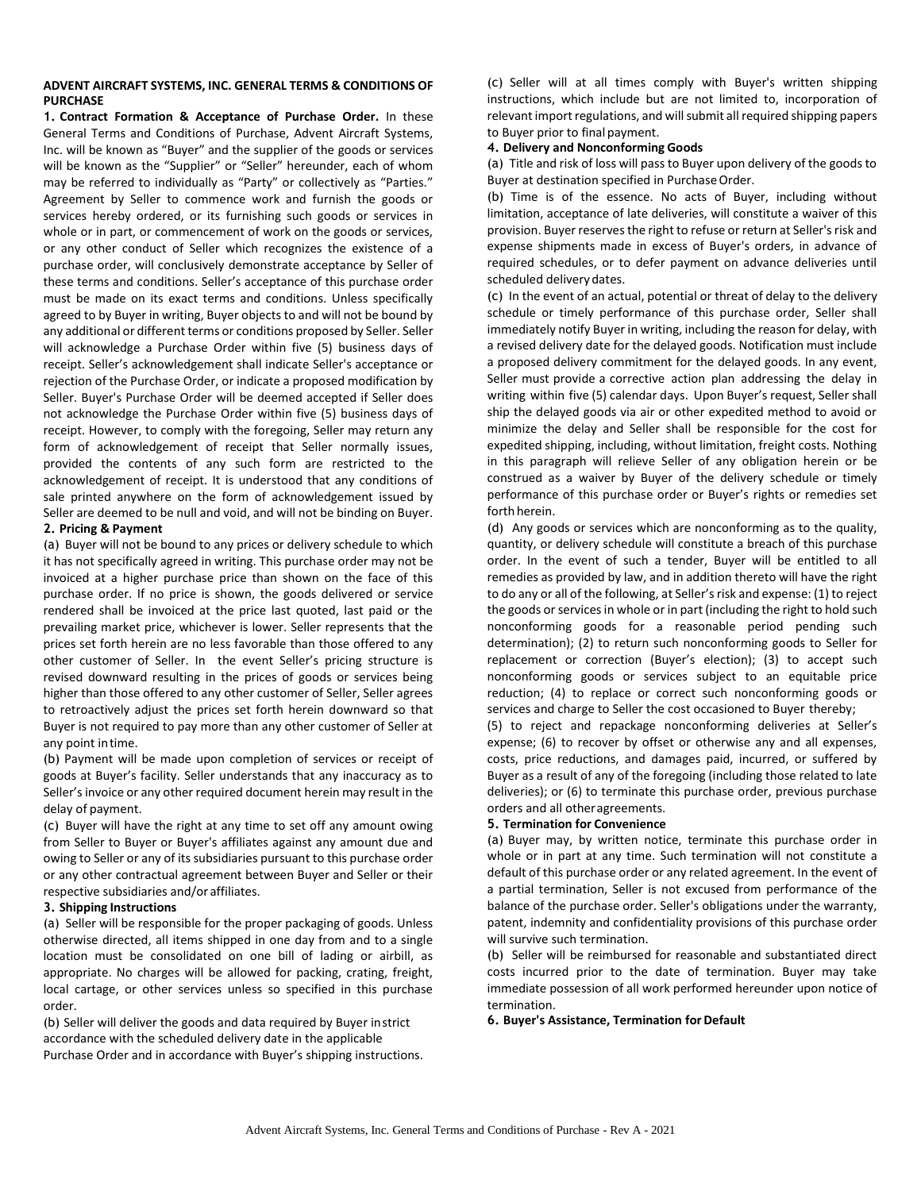**ADVENT AIRCRAFT SYSTEMS, INC. GENERAL TERMS & CONDITIONS OF PURCHASE**

**1. Contract Formation & Acceptance of Purchase Order.** In these General Terms and Conditions of Purchase, Advent Aircraft Systems, Inc. will be known as "Buyer" and the supplier of the goods or services will be known as the "Supplier" or "Seller" hereunder, each of whom may be referred to individually as "Party" or collectively as "Parties." Agreement by Seller to commence work and furnish the goods or services hereby ordered, or its furnishing such goods or services in whole or in part, or commencement of work on the goods or services, or any other conduct of Seller which recognizes the existence of a purchase order, will conclusively demonstrate acceptance by Seller of these terms and conditions. Seller's acceptance of this purchase order must be made on its exact terms and conditions. Unless specifically agreed to by Buyer in writing, Buyer objects to and will not be bound by any additional or different terms or conditions proposed by Seller. Seller will acknowledge a Purchase Order within five (5) business days of receipt. Seller's acknowledgement shall indicate Seller's acceptance or rejection of the Purchase Order, or indicate a proposed modification by Seller. Buyer's Purchase Order will be deemed accepted if Seller does not acknowledge the Purchase Order within five (5) business days of receipt. However, to comply with the foregoing, Seller may return any form of acknowledgement of receipt that Seller normally issues, provided the contents of any such form are restricted to the acknowledgement of receipt. It is understood that any conditions of sale printed anywhere on the form of acknowledgement issued by Seller are deemed to be null and void, and will not be binding on Buyer.

**2. Pricing & Payment**

(a) Buyer will not be bound to any prices or delivery schedule to which it has not specifically agreed in writing. This purchase order may not be invoiced at a higher purchase price than shown on the face of this purchase order. If no price is shown, the goods delivered or service rendered shall be invoiced at the price last quoted, last paid or the prevailing market price, whichever is lower. Seller represents that the prices set forth herein are no less favorable than those offered to any other customer of Seller. In the event Seller's pricing structure is revised downward resulting in the prices of goods or services being higher than those offered to any other customer of Seller, Seller agrees to retroactively adjust the prices set forth herein downward so that Buyer is not required to pay more than any other customer of Seller at any point in time.

(b) Payment will be made upon completion of services or receipt of goods at Buyer's facility. Seller understands that any inaccuracy as to Seller's invoice or any other required document herein may result in the delay of payment.

(c) Buyer will have the right at any time to set off any amount owing from Seller to Buyer or Buyer's affiliates against any amount due and owing to Seller or any of its subsidiaries pursuant to this purchase order or any other contractual agreement between Buyer and Seller or their respective subsidiaries and/or affiliates.

**3. Shipping Instructions**

(a) Seller will be responsible for the proper packaging of goods. Unless otherwise directed, all items shipped in one day from and to a single location must be consolidated on one bill of lading or airbill, as appropriate. No charges will be allowed for packing, crating, freight, local cartage, or other services unless so specified in this purchase order.

(b) Seller will deliver the goods and data required by Buyer in strict accordance with the scheduled delivery date in the applicable Purchase Order and in accordance with Buyer's shipping instructions.

(c) Seller will at all times comply with Buyer's written shipping instructions, which include but are not limited to, incorporation of relevant import regulations, and will submit all required shipping papers to Buyer prior to final payment.

**4. Delivery and Nonconforming Goods**

(a) Title and risk of loss will pass to Buyer upon delivery of the goods to Buyer at destination specified in Purchase Order.

(b) Time is of the essence. No acts of Buyer, including without limitation, acceptance of late deliveries, will constitute a waiver of this provision. Buyer reserves the right to refuse or return at Seller's risk and expense shipments made in excess of Buyer's orders, in advance of required schedules, or to defer payment on advance deliveries until scheduled delivery dates.

(c) In the event of an actual, potential or threat of delay to the delivery schedule or timely performance of this purchase order, Seller shall immediately notify Buyer in writing, including the reason for delay, with a revised delivery date for the delayed goods. Notification must include a proposed delivery commitment for the delayed goods. In any event, Seller must provide a corrective action plan addressing the delay in writing within five (5) calendar days. Upon Buyer's request, Seller shall ship the delayed goods via air or other expedited method to avoid or minimize the delay and Seller shall be responsible for the cost for expedited shipping, including, without limitation, freight costs. Nothing in this paragraph will relieve Seller of any obligation herein or be construed as a waiver by Buyer of the delivery schedule or timely performance of this purchase order or Buyer's rights or remedies set forth herein.

(d) Any goods or services which are nonconforming as to the quality, quantity, or delivery schedule will constitute a breach of this purchase order. In the event of such a tender, Buyer will be entitled to all remedies as provided by law, and in addition thereto will have the right to do any or all of the following, at Seller's risk and expense: (1) to reject the goods or services in whole or in part (including the right to hold such nonconforming goods for a reasonable period pending such determination); (2) to return such nonconforming goods to Seller for replacement or correction (Buyer's election); (3) to accept such nonconforming goods or services subject to an equitable price reduction; (4) to replace or correct such nonconforming goods or services and charge to Seller the cost occasioned to Buyer thereby;

(5) to reject and repackage nonconforming deliveries at Seller's expense; (6) to recover by offset or otherwise any and all expenses, costs, price reductions, and damages paid, incurred, or suffered by Buyer as a result of any of the foregoing (including those related to late deliveries); or (6) to terminate this purchase order, previous purchase orders and all other agreements.

**5. Termination for Convenience**

(a) Buyer may, by written notice, terminate this purchase order in whole or in part at any time. Such termination will not constitute a default of this purchase order or any related agreement. In the event of a partial termination, Seller is not excused from performance of the balance of the purchase order. Seller's obligations under the warranty, patent, indemnity and confidentiality provisions of this purchase order will survive such termination.

(b) Seller will be reimbursed for reasonable and substantiated direct costs incurred prior to the date of termination. Buyer may take immediate possession of all work performed hereunder upon notice of termination.

**6. Buyer's Assistance, Termination for Default**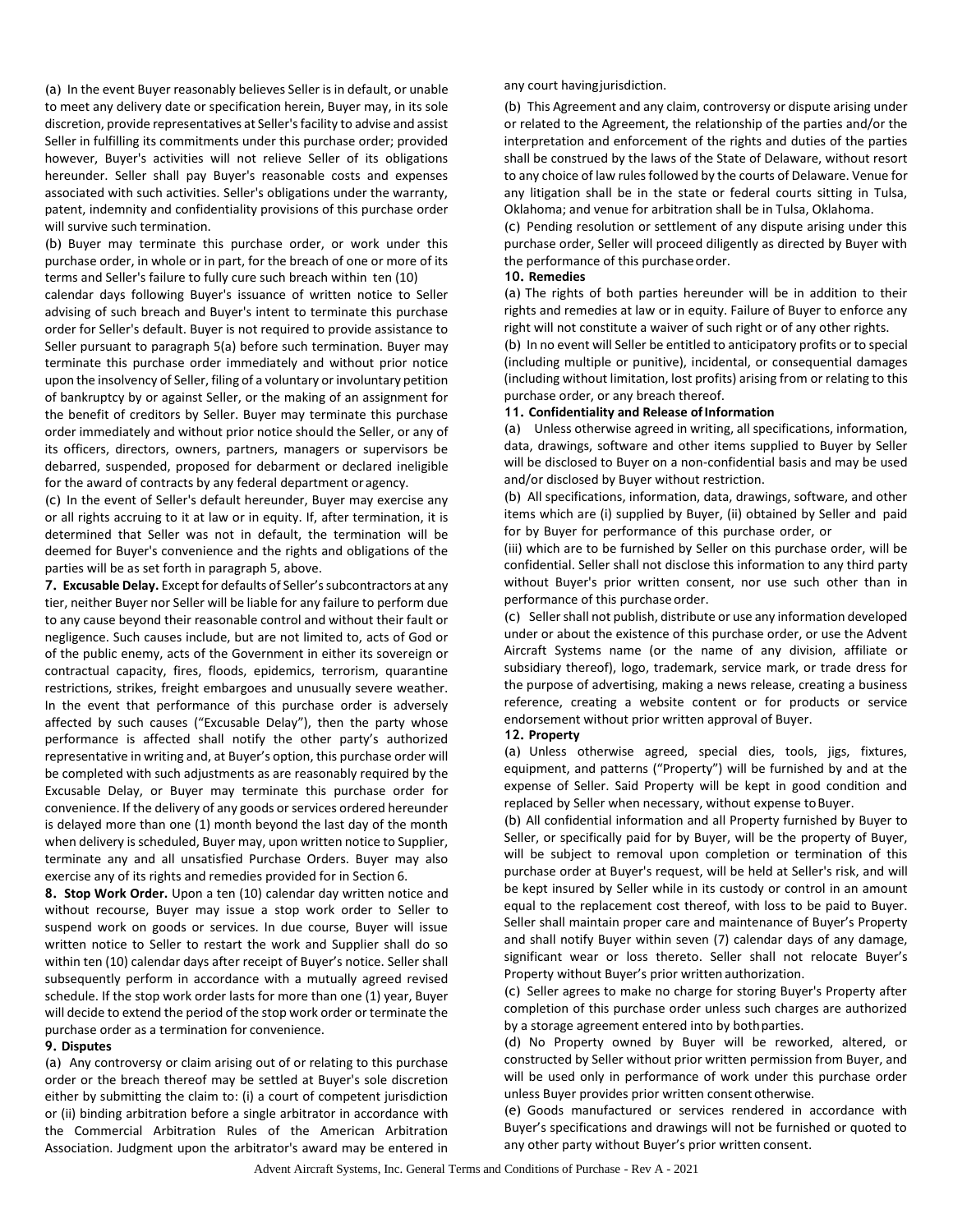(a) In the event Buyer reasonably believes Seller is in default, or unable to meet any delivery date or specification herein, Buyer may, in its sole discretion, provide representatives at Seller's facility to advise and assist Seller in fulfilling its commitments under this purchase order; provided however, Buyer's activities will not relieve Seller of its obligations hereunder. Seller shall pay Buyer's reasonable costs and expenses associated with such activities. Seller's obligations under the warranty, patent, indemnity and confidentiality provisions of this purchase order will survive such termination.

(b) Buyer may terminate this purchase order, or work under this purchase order, in whole or in part, for the breach of one or more of its terms and Seller's failure to fully cure such breach within ten (10) calendar days following Buyer's issuance of written notice to Seller advising of such breach and Buyer's intent to terminate this purchase order for Seller's default. Buyer is not required to provide assistance to Seller pursuant to paragraph 5(a) before such termination. Buyer may terminate this purchase order immediately and without prior notice upon the insolvency of Seller, filing of a voluntary or involuntary petition of bankruptcy by or against Seller, or the making of an assignment for the benefit of creditors by Seller. Buyer may terminate this purchase order immediately and without prior notice should the Seller, or any of its officers, directors, owners, partners, managers or supervisors be debarred, suspended, proposed for debarment or declared ineligible for the award of contracts by any federal department or agency.

(c) In the event of Seller's default hereunder, Buyer may exercise any or all rights accruing to it at law or in equity. If, after termination, it is determined that Seller was not in default, the termination will be deemed for Buyer's convenience and the rights and obligations of the parties will be as set forth in paragraph 5, above.

**7. Excusable Delay.** Except for defaults of Seller's subcontractors at any tier, neither Buyer nor Seller will be liable for any failure to perform due to any cause beyond their reasonable control and without their fault or negligence. Such causes include, but are not limited to, acts of God or of the public enemy, acts of the Government in either its sovereign or contractual capacity, fires, floods, epidemics, terrorism, quarantine restrictions, strikes, freight embargoes and unusually severe weather. In the event that performance of this purchase order is adversely affected by such causes ("Excusable Delay"), then the party whose performance is affected shall notify the other party's authorized representative in writing and, at Buyer's option, this purchase order will be completed with such adjustments as are reasonably required by the Excusable Delay, or Buyer may terminate this purchase order for convenience. If the delivery of any goods or services ordered hereunder is delayed more than one (1) month beyond the last day of the month when delivery is scheduled, Buyer may, upon written notice to Supplier, terminate any and all unsatisfied Purchase Orders. Buyer may also exercise any of its rights and remedies provided for in Section 6.

**8. Stop Work Order.** Upon a ten (10) calendar day written notice and without recourse, Buyer may issue a stop work order to Seller to suspend work on goods or services. In due course, Buyer will issue written notice to Seller to restart the work and Supplier shall do so within ten (10) calendar days after receipt of Buyer's notice. Seller shall subsequently perform in accordance with a mutually agreed revised schedule. If the stop work order lasts for more than one (1) year, Buyer will decide to extend the period of the stop work order or terminate the purchase order as a termination for convenience.

**9. Disputes**

(a) Any controversy or claim arising out of or relating to this purchase order or the breach thereof may be settled at Buyer's sole discretion either by submitting the claim to: (i) a court of competent jurisdiction or (ii) binding arbitration before a single arbitrator in accordance with the Commercial Arbitration Rules of the American Arbitration Association. Judgment upon the arbitrator's award may be entered in any court having jurisdiction.

(b) This Agreement and any claim, controversy or dispute arising under or related to the Agreement, the relationship of the parties and/or the interpretation and enforcement of the rights and duties of the parties shall be construed by the laws of the State of Delaware, without resort to any choice of law rules followed by the courts of Delaware. Venue for any litigation shall be in the state or federal courts sitting in Tulsa, Oklahoma; and venue for arbitration shall be in Tulsa, Oklahoma.

(c) Pending resolution or settlement of any dispute arising under this purchase order, Seller will proceed diligently as directed by Buyer with the performance of this purchase order.

**10. Remedies**

(a) The rights of both parties hereunder will be in addition to their rights and remedies at law or in equity. Failure of Buyer to enforce any right will not constitute a waiver of such right or of any other rights.

(b) In no event will Seller be entitled to anticipatory profits or to special (including multiple or punitive), incidental, or consequential damages (including without limitation, lost profits) arising from or relating to this purchase order, or any breach thereof.

**11. Confidentiality and Release of Information**

(a) Unless otherwise agreed in writing, all specifications, information, data, drawings, software and other items supplied to Buyer by Seller will be disclosed to Buyer on a non-confidential basis and may be used and/or disclosed by Buyer without restriction.

(b) All specifications, information, data, drawings, software, and other items which are (i) supplied by Buyer, (ii) obtained by Seller and paid for by Buyer for performance of this purchase order, or (iii) which are to be furnished by Seller on this purchase order, will be confidential. Seller shall not disclose this information to any third party without Buyer's prior written consent, nor use such other than in performance of this purchase order.

(c) Seller shall not publish, distribute or use any information developed under or about the existence of this purchase order, or use the Advent Aircraft Systems name (or the name of any division, affiliate or subsidiary thereof), logo, trademark, service mark, or trade dress for the purpose of advertising, making a news release, creating a business reference, creating a website content or for products or service endorsement without prior written approval of Buyer.

**12. Property**

(a) Unless otherwise agreed, special dies, tools, jigs, fixtures, equipment, and patterns ("Property") will be furnished by and at the expense of Seller. Said Property will be kept in good condition and replaced by Seller when necessary, without expense to Buyer.

(b) All confidential information and all Property furnished by Buyer to Seller, or specifically paid for by Buyer, will be the property of Buyer, will be subject to removal upon completion or termination of this purchase order at Buyer's request, will be held at Seller's risk, and will be kept insured by Seller while in its custody or control in an amount equal to the replacement cost thereof, with loss to be paid to Buyer. Seller shall maintain proper care and maintenance of Buyer's Property and shall notify Buyer within seven (7) calendar days of any damage, significant wear or loss thereto. Seller shall not relocate Buyer's Property without Buyer's prior written authorization.

(c) Seller agrees to make no charge for storing Buyer's Property after completion of this purchase order unless such charges are authorized by a storage agreement entered into by both parties.

(d) No Property owned by Buyer will be reworked, altered, or constructed by Seller without prior written permission from Buyer, and will be used only in performance of work under this purchase order unless Buyer provides prior written consent otherwise.

(e) Goods manufactured or services rendered in accordance with Buyer's specifications and drawings will not be furnished or quoted to any other party without Buyer's prior written consent.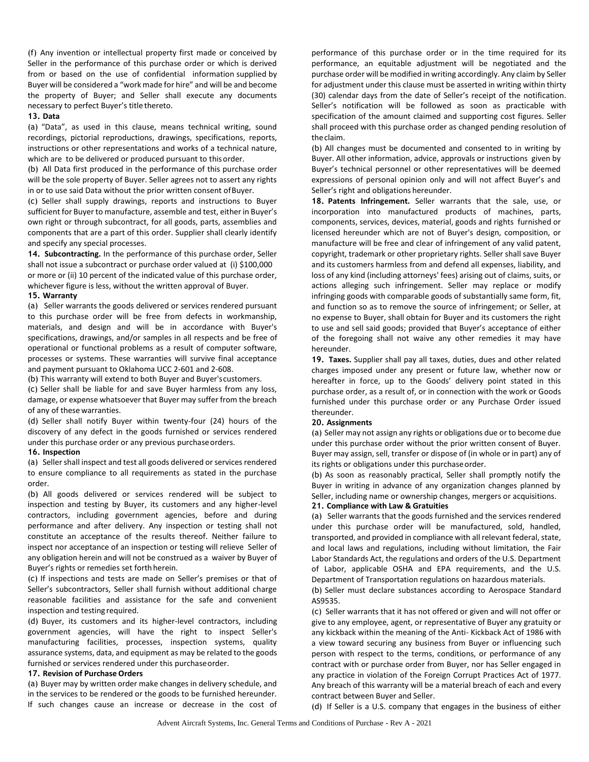(f) Any invention or intellectual property first made or conceived by Seller in the performance of this purchase order or which is derived from or based on the use of confidential information supplied by Buyer will be considered a "work made for hire" and will be and become the property of Buyer; and Seller shall execute any documents necessary to perfect Buyer's title thereto.

**13. Data**

(a) "Data", as used in this clause, means technical writing, sound recordings, pictorial reproductions, drawings, specifications, reports, instructions or other representations and works of a technical nature, which are to be delivered or produced pursuant to this order.

(b) All Data first produced in the performance of this purchase order will be the sole property of Buyer. Seller agrees not to assert any rights in or to use said Data without the prior written consent of Buyer.

(c) Seller shall supply drawings, reports and instructions to Buyer sufficient for Buyer to manufacture, assemble and test, either in Buyer's own right or through subcontract, for all goods, parts, assemblies and components that are a part of this order. Supplier shall clearly identify and specify any special processes.

**14. Subcontracting.** In the performance of this purchase order, Seller shall not issue a subcontract or purchase order valued at (i) $100,000 or more or (ii) 10 percent of the indicated value of this purchase order, whichever figure is less, without the written approval of Buyer.

**15. Warranty**

(a) Seller warrants the goods delivered or services rendered pursuant to this purchase order will be free from defects in workmanship, materials, and design and will be in accordance with Buyer's specifications, drawings, and/or samples in all respects and be free of operational or functional problems as a result of computer software, processes or systems. These warranties will survive final acceptance and payment pursuant to Oklahoma UCC 2-601 and 2-608.

(b) This warranty will extend to both Buyer and Buyer's customers.

(c) Seller shall be liable for and save Buyer harmless from any loss, damage, or expense whatsoever that Buyer may suffer from the breach of any of these warranties.

(d) Seller shall notify Buyer within twenty-four (24) hours of the discovery of any defect in the goods furnished or services rendered under this purchase order or any previous purchase orders.

**16. Inspection**

(a) Seller shall inspect and test all goods delivered or services rendered to ensure compliance to all requirements as stated in the purchase order.

(b) All goods delivered or services rendered will be subject to inspection and testing by Buyer, its customers and any higher-level contractors, including government agencies, before and during performance and after delivery. Any inspection or testing shall not constitute an acceptance of the results thereof. Neither failure to inspect nor acceptance of an inspection or testing will relieve Seller of any obligation herein and will not be construed as a waiver by Buyer of Buyer's rights or remedies set forth herein.

(c) If inspections and tests are made on Seller's premises or that of Seller's subcontractors, Seller shall furnish without additional charge reasonable facilities and assistance for the safe and convenient inspection and testing required.

(d) Buyer, its customers and its higher-level contractors, including government agencies, will have the right to inspect Seller's manufacturing facilities, processes, inspection systems, quality assurance systems, data, and equipment as may be related to the goods furnished or services rendered under this purchase order.

**17. Revision of Purchase Orders**

(a) Buyer may by written order make changes in delivery schedule, and in the services to be rendered or the goods to be furnished hereunder. If such changes cause an increase or decrease in the cost of performance of this purchase order or in the time required for its performance, an equitable adjustment will be negotiated and the purchase order will be modified in writing accordingly. Any claim by Seller for adjustment under this clause must be asserted in writing within thirty (30) calendar days from the date of Seller's receipt of the notification. Seller's notification will be followed as soon as practicable with specification of the amount claimed and supporting cost figures. Seller shall proceed with this purchase order as changed pending resolution of the claim.

(b) All changes must be documented and consented to in writing by Buyer. All other information, advice, approvals or instructions given by Buyer's technical personnel or other representatives will be deemed expressions of personal opinion only and will not affect Buyer's and Seller's right and obligations hereunder.

**18. Patents Infringement.** Seller warrants that the sale, use, or incorporation into manufactured products of machines, parts, components, services, devices, material, goods and rights furnished or licensed hereunder which are not of Buyer's design, composition, or manufacture will be free and clear of infringement of any valid patent, copyright, trademark or other proprietary rights. Seller shall save Buyer and its customers harmless from and defend all expenses, liability, and loss of any kind (including attorneys' fees) arising out of claims, suits, or actions alleging such infringement. Seller may replace or modify infringing goods with comparable goods of substantially same form, fit, and function so as to remove the source of infringement; or Seller, at no expense to Buyer, shall obtain for Buyer and its customers the right to use and sell said goods; provided that Buyer's acceptance of either of the foregoing shall not waive any other remedies it may have hereunder.

**19. Taxes.** Supplier shall pay all taxes, duties, dues and other related charges imposed under any present or future law, whether now or hereafter in force, up to the Goods' delivery point stated in this purchase order, as a result of, or in connection with the work or Goods furnished under this purchase order or any Purchase Order issued thereunder.

**20. Assignments**

(a) Seller may not assign any rights or obligations due or to become due under this purchase order without the prior written consent of Buyer. Buyer may assign, sell, transfer or dispose of (in whole or in part) any of its rights or obligations under this purchase order.

(b) As soon as reasonably practical, Seller shall promptly notify the Buyer in writing in advance of any organization changes planned by Seller, including name or ownership changes, mergers or acquisitions.

**21. Compliance with Law & Gratuities**

(a) Seller warrants that the goods furnished and the services rendered under this purchase order will be manufactured, sold, handled, transported, and provided in compliance with all relevant federal, state, and local laws and regulations, including without limitation, the Fair Labor Standards Act, the regulations and orders of the U.S. Department of Labor, applicable OSHA and EPA requirements, and the U.S. Department of Transportation regulations on hazardous materials.

(b) Seller must declare substances according to Aerospace Standard AS9535.

(c) Seller warrants that it has not offered or given and will not offer or give to any employee, agent, or representative of Buyer any gratuity or any kickback within the meaning of the Anti- Kickback Act of 1986 with a view toward securing any business from Buyer or influencing such person with respect to the terms, conditions, or performance of any contract with or purchase order from Buyer, nor has Seller engaged in any practice in violation of the Foreign Corrupt Practices Act of 1977. Any breach of this warranty will be a material breach of each and every contract between Buyer and Seller.

(d) If Seller is a U.S. company that engages in the business of either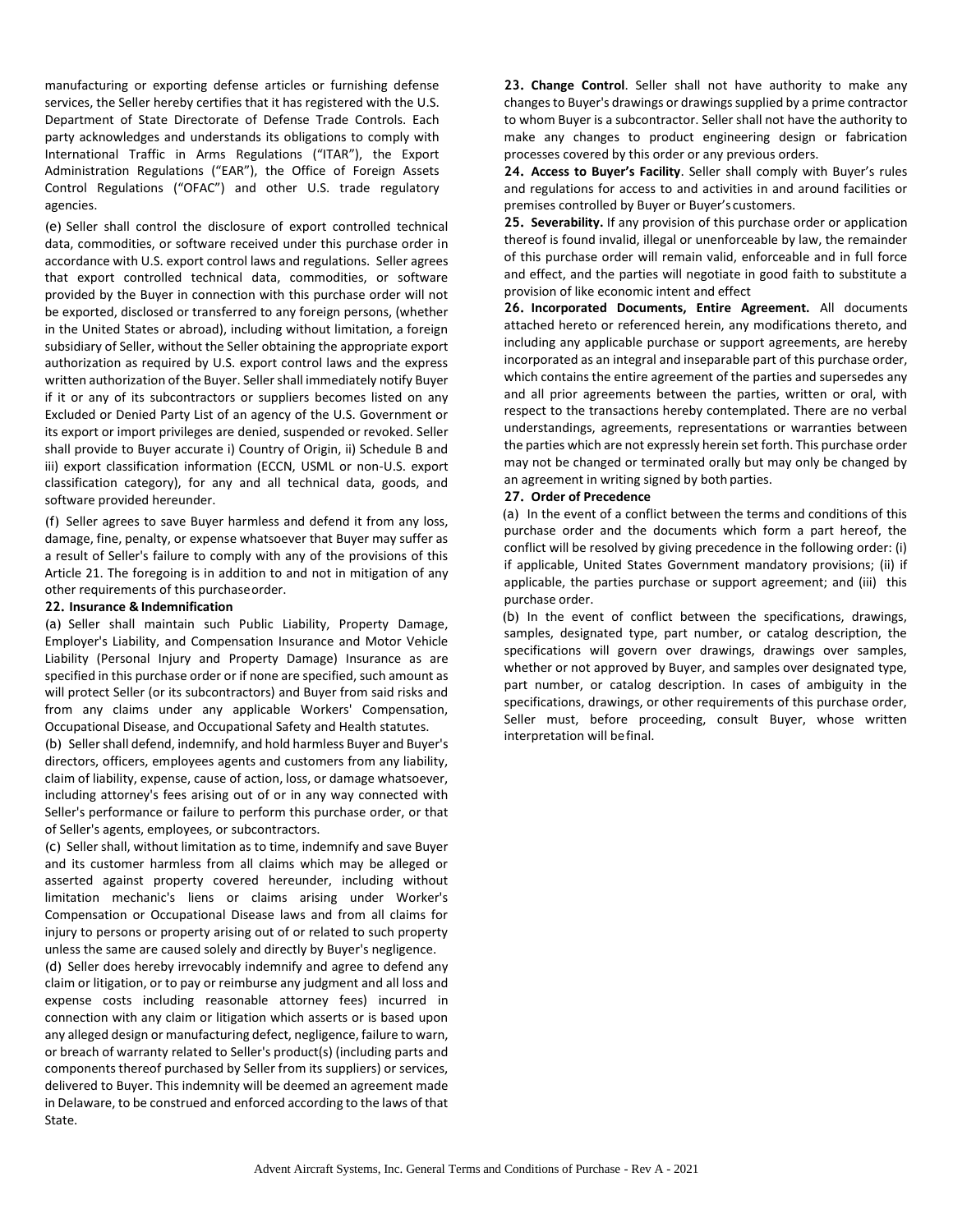manufacturing or exporting defense articles or furnishing defense services, the Seller hereby certifies that it has registered with the U.S. Department of State Directorate of Defense Trade Controls. Each party acknowledges and understands its obligations to comply with International Traffic in Arms Regulations ("ITAR"), the Export Administration Regulations ("EAR"), the Office of Foreign Assets Control Regulations ("OFAC") and other U.S. trade regulatory agencies.

(e) Seller shall control the disclosure of export controlled technical data, commodities, or software received under this purchase order in accordance with U.S. export control laws and regulations. Seller agrees that export controlled technical data, commodities, or software provided by the Buyer in connection with this purchase order will not be exported, disclosed or transferred to any foreign persons, (whether in the United States or abroad), including without limitation, a foreign subsidiary of Seller, without the Seller obtaining the appropriate export authorization as required by U.S. export control laws and the express written authorization of the Buyer. Seller shall immediately notify Buyer if it or any of its subcontractors or suppliers becomes listed on any Excluded or Denied Party List of an agency of the U.S. Government or its export or import privileges are denied, suspended or revoked. Seller shall provide to Buyer accurate i) Country of Origin, ii) Schedule B and iii) export classification information (ECCN, USML or non-U.S. export classification category), for any and all technical data, goods, and software provided hereunder.

(f) Seller agrees to save Buyer harmless and defend it from any loss, damage, fine, penalty, or expense whatsoever that Buyer may suffer as a result of Seller's failure to comply with any of the provisions of this Article 21. The foregoing is in addition to and not in mitigation of any other requirements of this purchase order.

**22. Insurance & Indemnification**

(a) Seller shall maintain such Public Liability, Property Damage, Employer's Liability, and Compensation Insurance and Motor Vehicle Liability (Personal Injury and Property Damage) Insurance as are specified in this purchase order or if none are specified, such amount as will protect Seller (or its subcontractors) and Buyer from said risks and from any claims under any applicable Workers' Compensation, Occupational Disease, and Occupational Safety and Health statutes.

(b) Seller shall defend, indemnify, and hold harmless Buyer and Buyer's directors, officers, employees agents and customers from any liability, claim of liability, expense, cause of action, loss, or damage whatsoever, including attorney's fees arising out of or in any way connected with Seller's performance or failure to perform this purchase order, or that of Seller's agents, employees, or subcontractors.

(c) Seller shall, without limitation as to time, indemnify and save Buyer and its customer harmless from all claims which may be alleged or asserted against property covered hereunder, including without limitation mechanic's liens or claims arising under Worker's Compensation or Occupational Disease laws and from all claims for injury to persons or property arising out of or related to such property unless the same are caused solely and directly by Buyer's negligence.

(d) Seller does hereby irrevocably indemnify and agree to defend any claim or litigation, or to pay or reimburse any judgment and all loss and expense costs including reasonable attorney fees) incurred in connection with any claim or litigation which asserts or is based upon any alleged design or manufacturing defect, negligence, failure to warn, or breach of warranty related to Seller's product(s) (including parts and components thereof purchased by Seller from its suppliers) or services, delivered to Buyer. This indemnity will be deemed an agreement made in Delaware, to be construed and enforced according to the laws of that State.

**23. Change Control**. Seller shall not have authority to make any changes to Buyer's drawings or drawings supplied by a prime contractor to whom Buyer is a subcontractor. Seller shall not have the authority to make any changes to product engineering design or fabrication processes covered by this order or any previous orders.

**24. Access to Buyer's Facility**. Seller shall comply with Buyer's rules and regulations for access to and activities in and around facilities or premises controlled by Buyer or Buyer's customers.

**25. Severability.** If any provision of this purchase order or application thereof is found invalid, illegal or unenforceable by law, the remainder of this purchase order will remain valid, enforceable and in full force and effect, and the parties will negotiate in good faith to substitute a provision of like economic intent and effect

**26. Incorporated Documents, Entire Agreement.** All documents attached hereto or referenced herein, any modifications thereto, and including any applicable purchase or support agreements, are hereby incorporated as an integral and inseparable part of this purchase order, which contains the entire agreement of the parties and supersedes any and all prior agreements between the parties, written or oral, with respect to the transactions hereby contemplated. There are no verbal understandings, agreements, representations or warranties between the parties which are not expressly herein set forth. This purchase order may not be changed or terminated orally but may only be changed by an agreement in writing signed by both parties.

**27. Order of Precedence**

(a) In the event of a conflict between the terms and conditions of this purchase order and the documents which form a part hereof, the conflict will be resolved by giving precedence in the following order: (i) if applicable, United States Government mandatory provisions; (ii) if applicable, the parties purchase or support agreement; and (iii) this purchase order.

(b) In the event of conflict between the specifications, drawings, samples, designated type, part number, or catalog description, the specifications will govern over drawings, drawings over samples, whether or not approved by Buyer, and samples over designated type, part number, or catalog description. In cases of ambiguity in the specifications, drawings, or other requirements of this purchase order, Seller must, before proceeding, consult Buyer, whose written interpretation will be final.